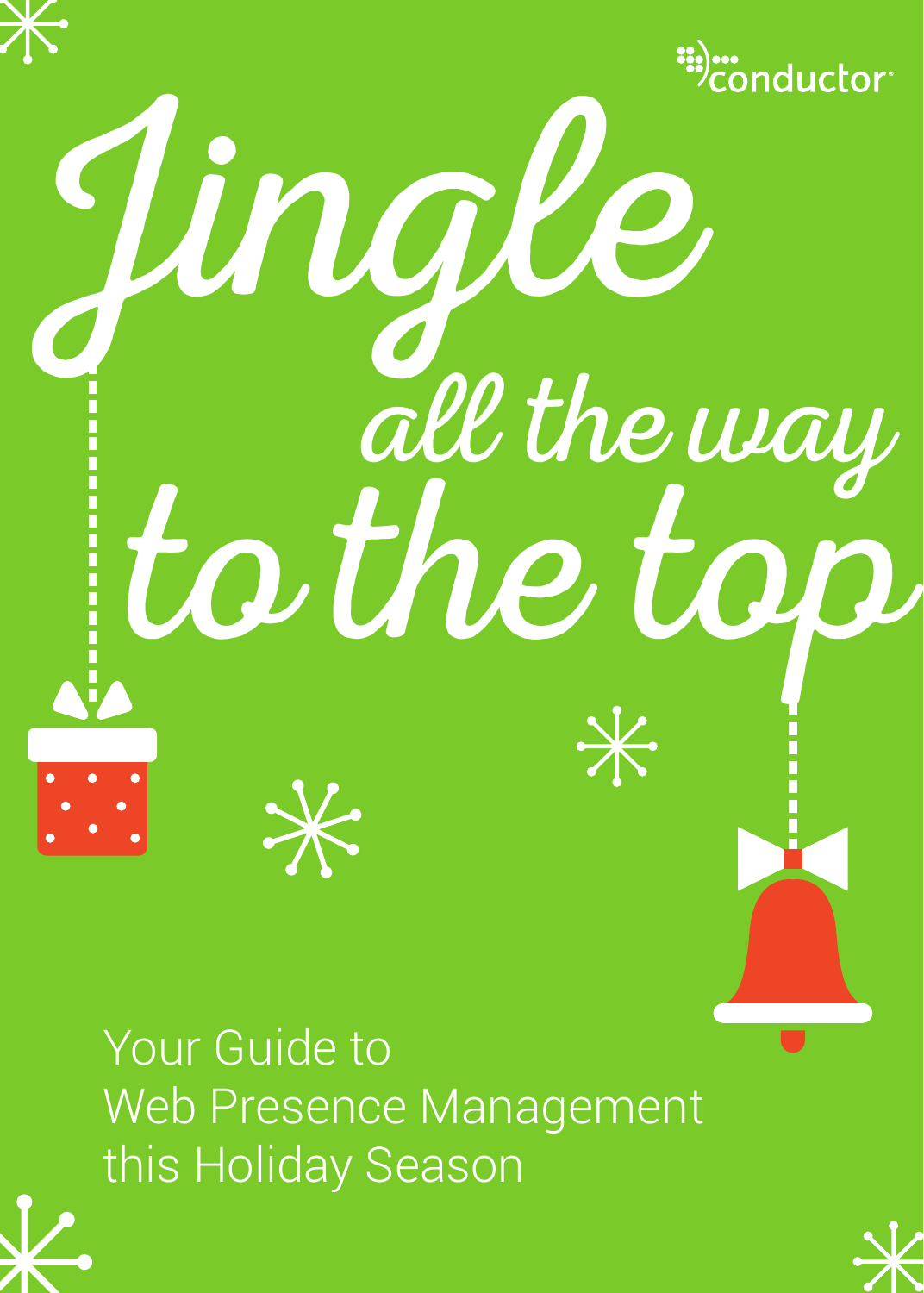conductor

# Jingle all the way to the top

Your Guide to
Web Presence Management
this Holiday Season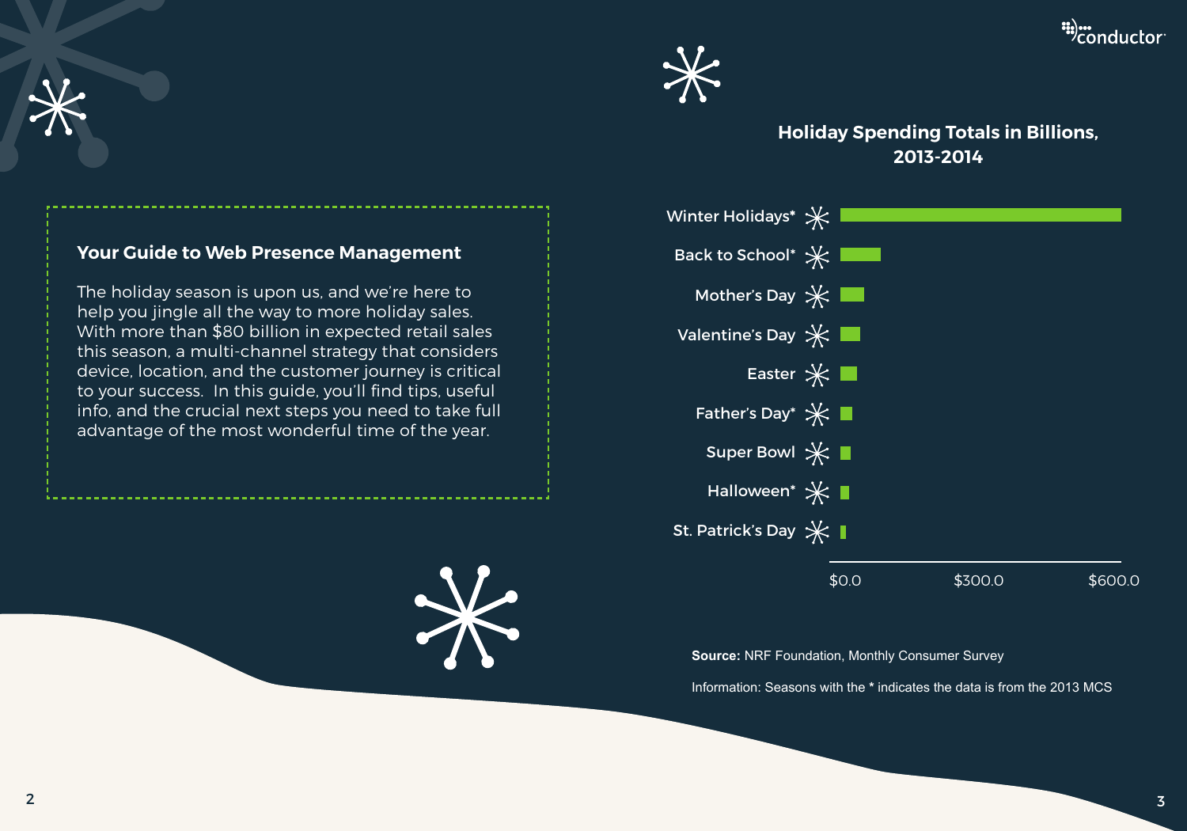## Your Guide to Web Presence Management

The holiday season is upon us, and we're here to help you jingle all the way to more holiday sales. With more than $80 billion in expected retail sales this season, a multi-channel strategy that considers device, location, and the customer journey is critical to your success. In this guide, you'll find tips, useful info, and the crucial next steps you need to take full advantage of the most wonderful time of the year.

### Holiday Spending Totals in Billions, 2013-2014

- Winter Holidays*
- Back to School*
- Mother's Day
- Valentine's Day
- Easter
- Father's Day*
- Super Bowl
- Halloween*
- St. Patrick's Day

$0.0 | $300.0 | $600.0

**Source:** NRF Foundation, Monthly Consumer Survey

Information: Seasons with the * indicates the data is from the 2013 MCS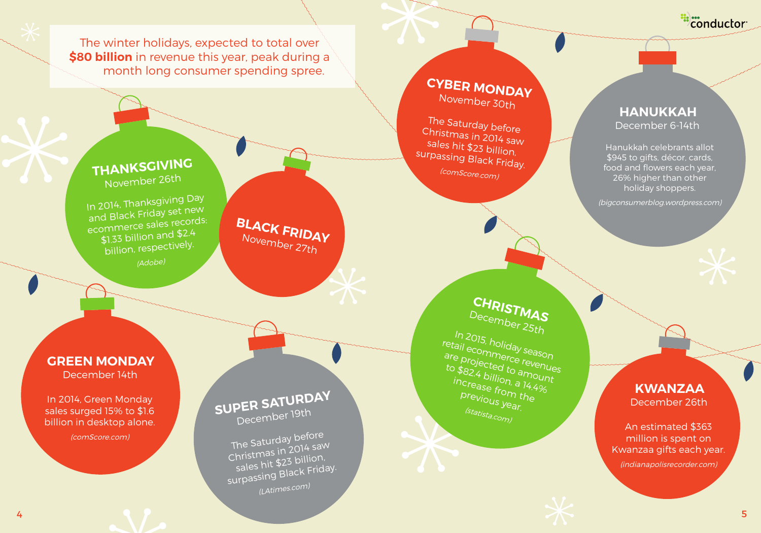The winter holidays, expected to total over **$80 billion** in revenue this year, peak during a month long consumer spending spree.

## THANKSGIVING
November 26th

In 2014, Thanksgiving Day and Black Friday set new ecommerce sales records: $1.33 billion and $2.4 billion, respectively.

*(Adobe)*

## BLACK FRIDAY
November 27th

## CYBER MONDAY
November 30th

The Saturday before Christmas in 2014 saw sales hit $23 billion, surpassing Black Friday.

*(comScore.com)*

## HANUKKAH
December 6-14th

Hanukkah celebrants allot $945 to gifts, décor, cards, food and flowers each year, 26% higher than other holiday shoppers.

*(bigconsumerblog.wordpress.com)*

## GREEN MONDAY
December 14th

In 2014, Green Monday sales surged 15% to $1.6 billion in desktop alone.

*(comScore.com)*

## SUPER SATURDAY
December 19th

The Saturday before Christmas in 2014 saw sales hit $23 billion, surpassing Black Friday.

*(LAtimes.com)*

## CHRISTMAS
December 25th

In 2015, holiday season retail ecommerce revenues are projected to amount to $82.4 billion, a 14.4% increase from the previous year.

*(statista.com)*

## KWANZAA
December 26th

An estimated $363 million is spent on Kwanzaa gifts each year.

*(indianapolisrecorder.com)*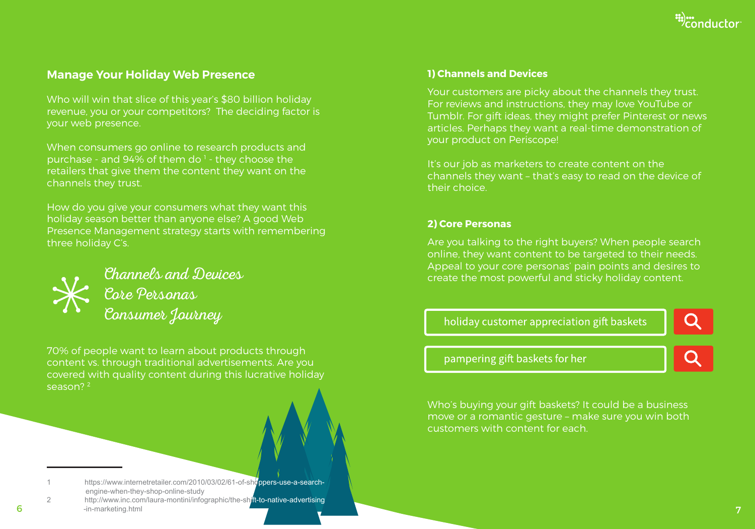## Manage Your Holiday Web Presence

Who will win that slice of this year's $80 billion holiday revenue, you or your competitors? The deciding factor is your web presence.

When consumers go online to research products and purchase - and 94% of them do [1] - they choose the retailers that give them the content they want on the channels they trust.

How do you give your consumers what they want this holiday season better than anyone else? A good Web Presence Management strategy starts with remembering three holiday C's.

*Channels and Devices*
*Core Personas*
*Consumer Journey*

70% of people want to learn about products through content vs. through traditional advertisements. Are you covered with quality content during this lucrative holiday season? [2]

### 1) Channels and Devices

Your customers are picky about the channels they trust. For reviews and instructions, they may love YouTube or Tumblr. For gift ideas, they might prefer Pinterest or news articles. Perhaps they want a real-time demonstration of your product on Periscope!

It's our job as marketers to create content on the channels they want – that's easy to read on the device of their choice.

### 2) Core Personas

Are you talking to the right buyers? When people search online, they want content to be targeted to their needs. Appeal to your core personas' pain points and desires to create the most powerful and sticky holiday content.

holiday customer appreciation gift baskets

pampering gift baskets for her

Who's buying your gift baskets? It could be a business move or a romantic gesture – make sure you win both customers with content for each.

---

1 https://www.internetretailer.com/2010/03/02/61-of-shoppers-use-a-search-engine-when-they-shop-online-study

2 http://www.inc.com/laura-montini/infographic/the-shift-to-native-advertising-in-marketing.html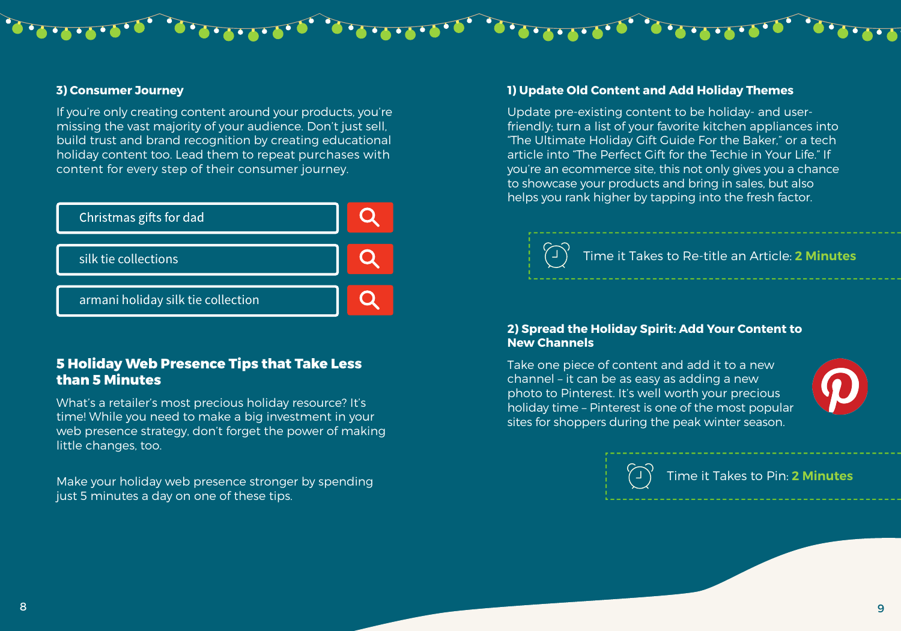### 3) Consumer Journey

If you're only creating content around your products, you're missing the vast majority of your audience. Don't just sell, build trust and brand recognition by creating educational holiday content too. Lead them to repeat purchases with content for every step of their consumer journey.

Christmas gifts for dad

silk tie collections

armani holiday silk tie collection

## 5 Holiday Web Presence Tips that Take Less than 5 Minutes

What's a retailer's most precious holiday resource? It's time! While you need to make a big investment in your web presence strategy, don't forget the power of making little changes, too.

Make your holiday web presence stronger by spending just 5 minutes a day on one of these tips.

### 1) Update Old Content and Add Holiday Themes

Update pre-existing content to be holiday- and user-friendly; turn a list of your favorite kitchen appliances into "The Ultimate Holiday Gift Guide For the Baker," or a tech article into "The Perfect Gift for the Techie in Your Life." If you're an ecommerce site, this not only gives you a chance to showcase your products and bring in sales, but also helps you rank higher by tapping into the fresh factor.

Time it Takes to Re-title an Article: **2 Minutes**

### 2) Spread the Holiday Spirit: Add Your Content to New Channels

Take one piece of content and add it to a new channel – it can be as easy as adding a new photo to Pinterest. It's well worth your precious holiday time – Pinterest is one of the most popular sites for shoppers during the peak winter season.

Time it Takes to Pin: **2 Minutes**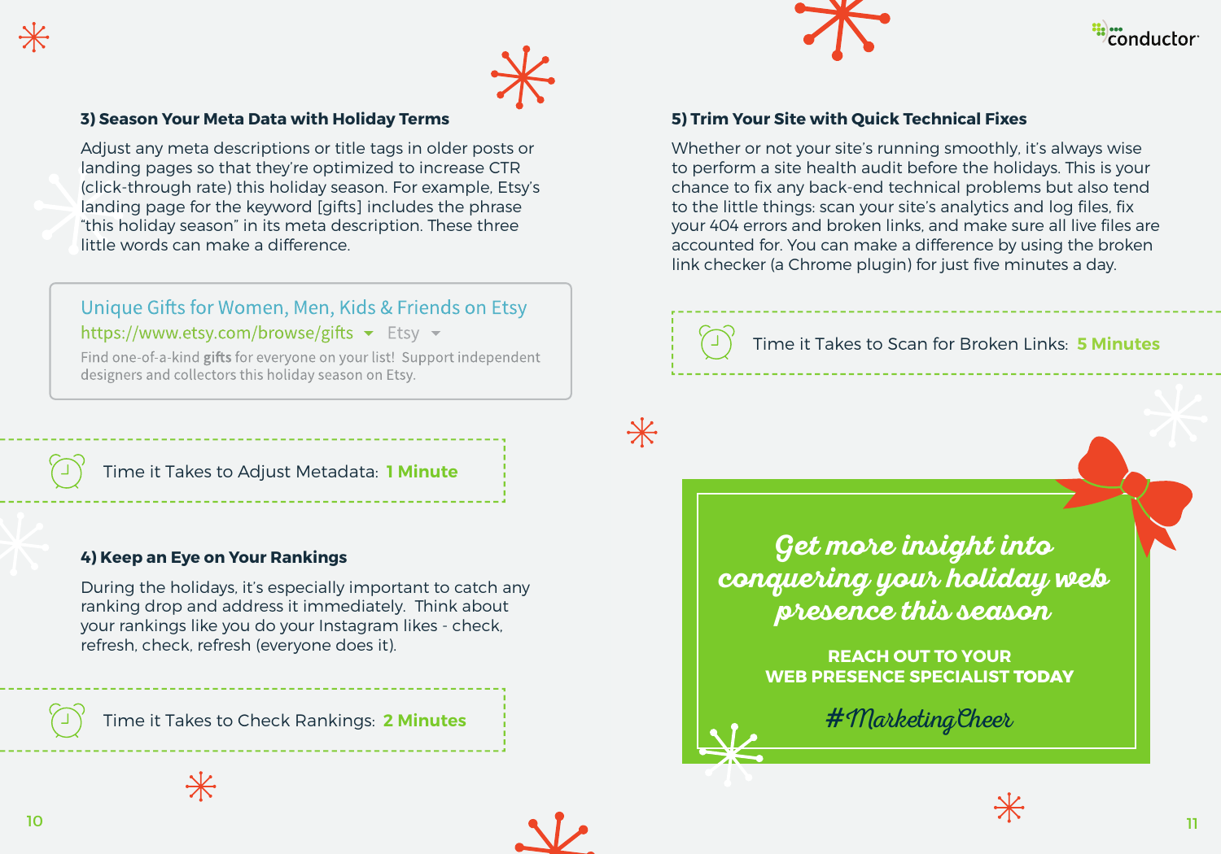### 3) Season Your Meta Data with Holiday Terms

Adjust any meta descriptions or title tags in older posts or landing pages so that they're optimized to increase CTR (click-through rate) this holiday season. For example, Etsy's landing page for the keyword [gifts] includes the phrase "this holiday season" in its meta description. These three little words can make a difference.

> Unique Gifts for Women, Men, Kids & Friends on Etsy
> https://www.etsy.com/browse/gifts ▾ Etsy ▾
> Find one-of-a-kind **gifts** for everyone on your list! Support independent designers and collectors this holiday season on Etsy.

Time it Takes to Adjust Metadata: **1 Minute**

### 4) Keep an Eye on Your Rankings

During the holidays, it's especially important to catch any ranking drop and address it immediately. Think about your rankings like you do your Instagram likes - check, refresh, check, refresh (everyone does it).

Time it Takes to Check Rankings: **2 Minutes**

### 5) Trim Your Site with Quick Technical Fixes

Whether or not your site's running smoothly, it's always wise to perform a site health audit before the holidays. This is your chance to fix any back-end technical problems but also tend to the little things: scan your site's analytics and log files, fix your 404 errors and broken links, and make sure all live files are accounted for. You can make a difference by using the broken link checker (a Chrome plugin) for just five minutes a day.

Time it Takes to Scan for Broken Links: **5 Minutes**

*Get more insight into conquering your holiday web presence this season*

**REACH OUT TO YOUR WEB PRESENCE SPECIALIST TODAY**

*#MarketingCheer*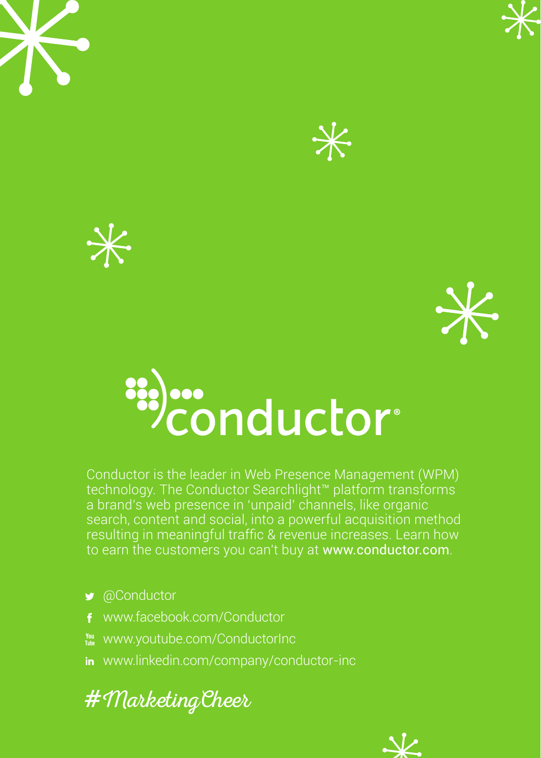conductor®

Conductor is the leader in Web Presence Management (WPM) technology. The Conductor Searchlight™ platform transforms a brand's web presence in 'unpaid' channels, like organic search, content and social, into a powerful acquisition method resulting in meaningful traffic & revenue increases. Learn how to earn the customers you can't buy at www.conductor.com.

- @Conductor
- www.facebook.com/Conductor
- www.youtube.com/ConductorInc
- www.linkedin.com/company/conductor-inc

#MarketingCheer